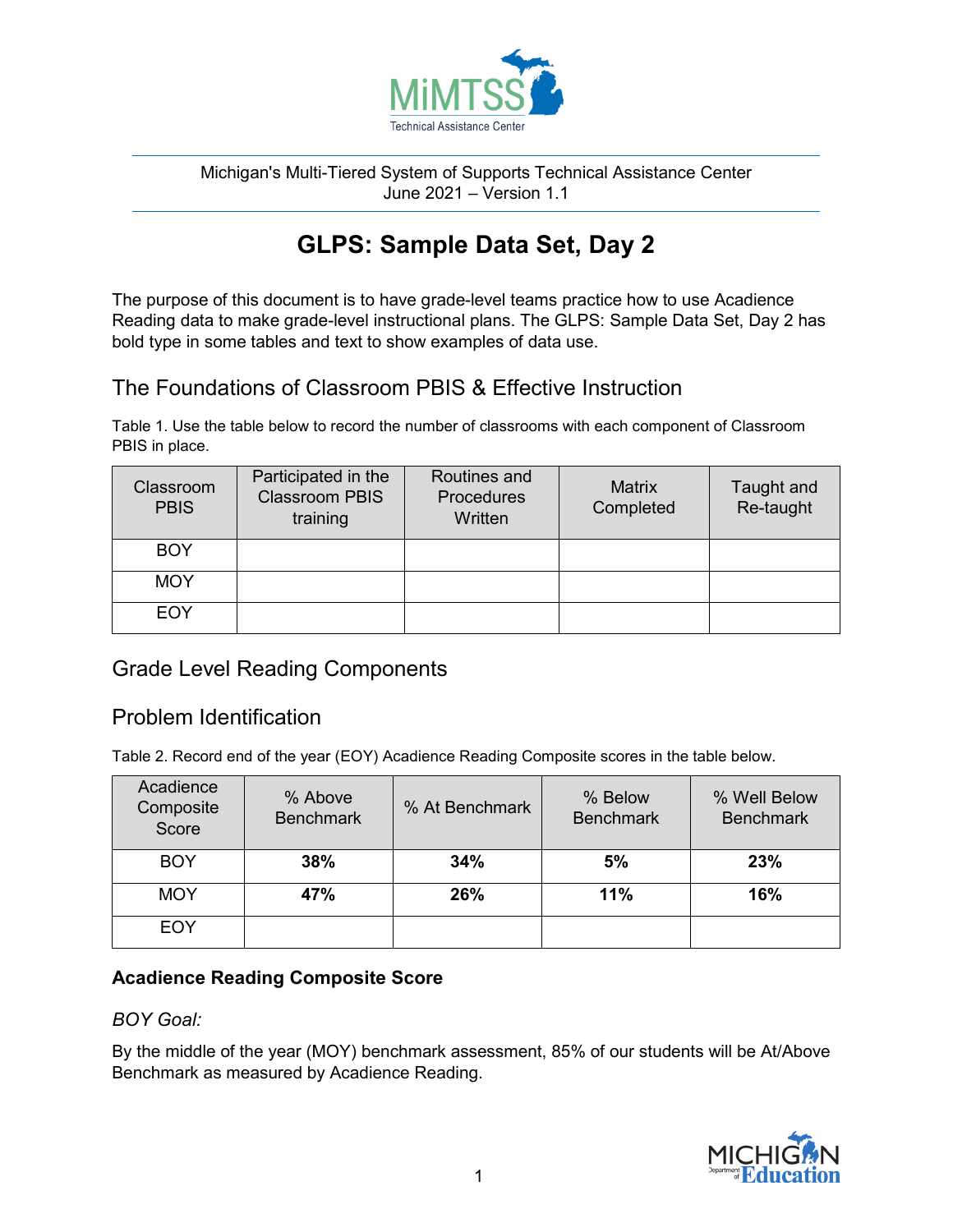Michigan's Multi-Tiered System of Supports Technical Assistance Center
June 2021 – Version 1.1

# GLPS: Sample Data Set, Day 2

The purpose of this document is to have grade-level teams practice how to use Acadience Reading data to make grade-level instructional plans. The GLPS: Sample Data Set, Day 2 has bold type in some tables and text to show examples of data use.

## The Foundations of Classroom PBIS & Effective Instruction

Table 1. Use the table below to record the number of classrooms with each component of Classroom PBIS in place.

| Classroom PBIS | Participated in the Classroom PBIS training | Routines and Procedures Written | Matrix Completed | Taught and Re-taught |
|---|---|---|---|---|
| BOY | | | | |
| MOY | | | | |
| EOY | | | | |

## Grade Level Reading Components

## Problem Identification

Table 2. Record end of the year (EOY) Acadience Reading Composite scores in the table below.

| Acadience Composite Score | % Above Benchmark | % At Benchmark | % Below Benchmark | % Well Below Benchmark |
|---|---|---|---|---|
| BOY | **38%** | **34%** | **5%** | **23%** |
| MOY | **47%** | **26%** | **11%** | **16%** |
| EOY | | | | |

### Acadience Reading Composite Score

*BOY Goal:*

By the middle of the year (MOY) benchmark assessment, 85% of our students will be At/Above Benchmark as measured by Acadience Reading.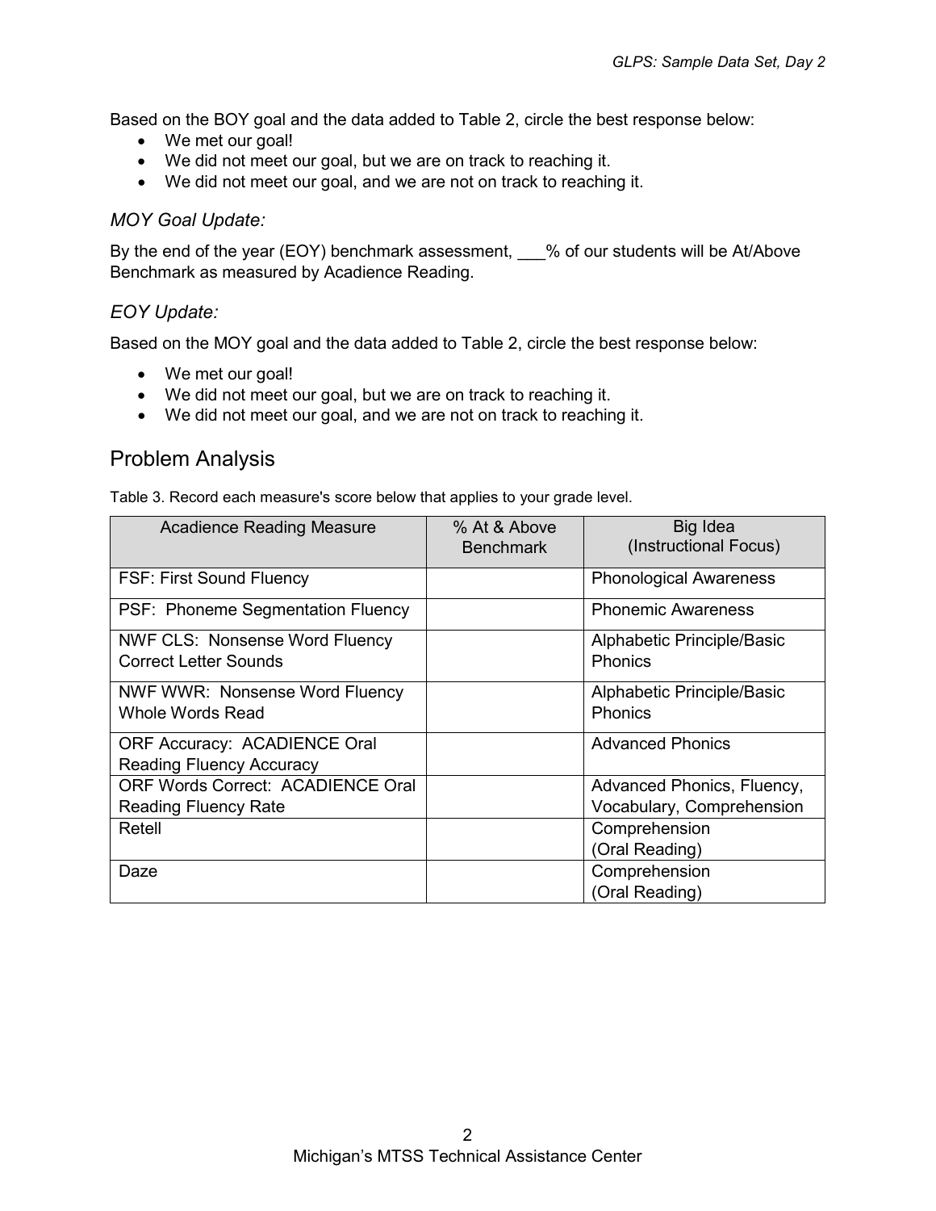Based on the BOY goal and the data added to Table 2, circle the best response below:

- We met our goal!
- We did not meet our goal, but we are on track to reaching it.
- We did not meet our goal, and we are not on track to reaching it.

### *MOY Goal Update:*

By the end of the year (EOY) benchmark assessment, ___% of our students will be At/Above Benchmark as measured by Acadience Reading.

### *EOY Update:*

Based on the MOY goal and the data added to Table 2, circle the best response below:

- We met our goal!
- We did not meet our goal, but we are on track to reaching it.
- We did not meet our goal, and we are not on track to reaching it.

## Problem Analysis

Table 3. Record each measure's score below that applies to your grade level.

| Acadience Reading Measure | % At & Above Benchmark | Big Idea (Instructional Focus) |
|---|---|---|
| FSF: First Sound Fluency | | Phonological Awareness |
| PSF: Phoneme Segmentation Fluency | | Phonemic Awareness |
| NWF CLS: Nonsense Word Fluency Correct Letter Sounds | | Alphabetic Principle/Basic Phonics |
| NWF WWR: Nonsense Word Fluency Whole Words Read | | Alphabetic Principle/Basic Phonics |
| ORF Accuracy: ACADIENCE Oral Reading Fluency Accuracy | | Advanced Phonics |
| ORF Words Correct: ACADIENCE Oral Reading Fluency Rate | | Advanced Phonics, Fluency, Vocabulary, Comprehension |
| Retell | | Comprehension (Oral Reading) |
| Daze | | Comprehension (Oral Reading) |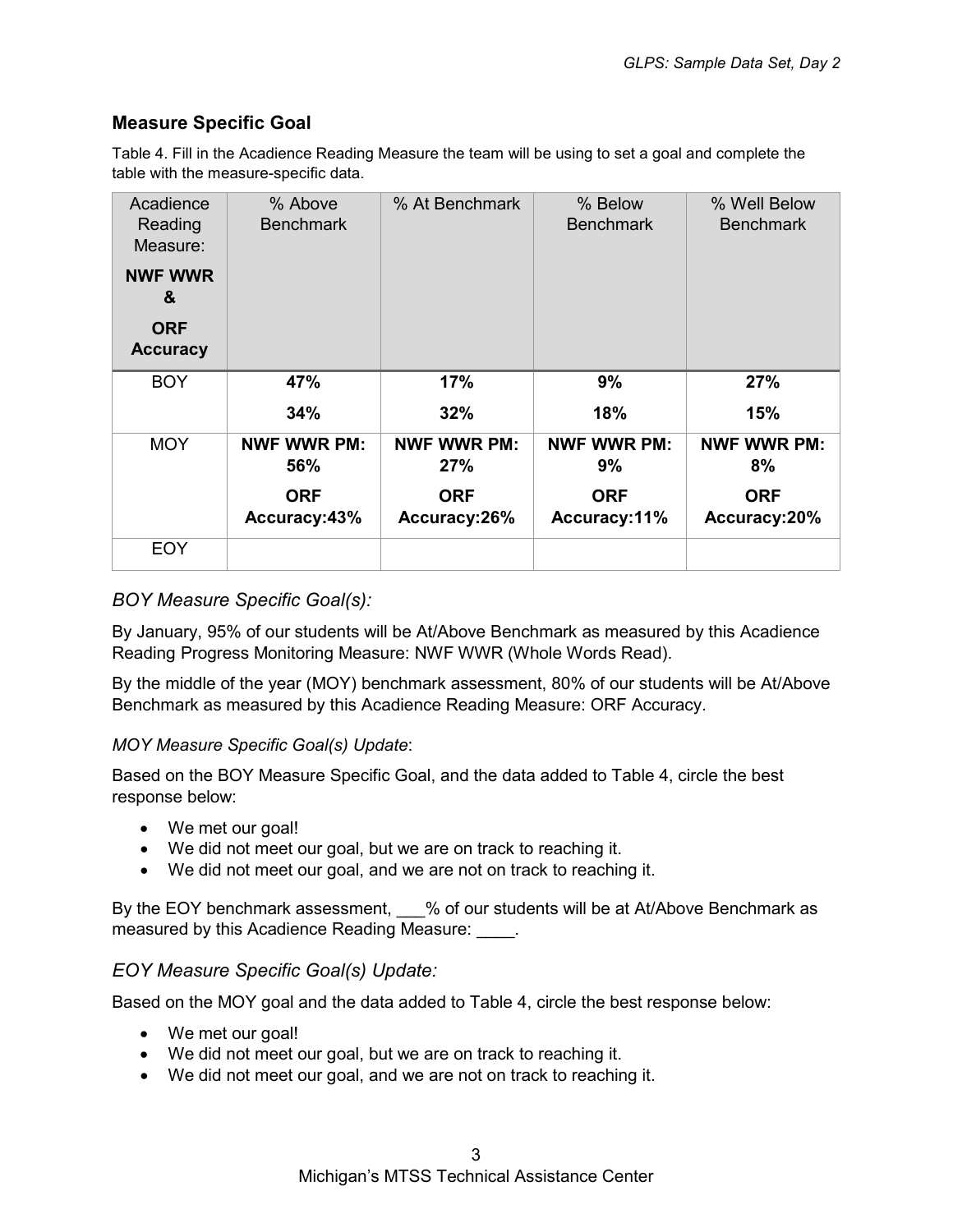## Measure Specific Goal

Table 4. Fill in the Acadience Reading Measure the team will be using to set a goal and complete the table with the measure-specific data.

| Acadience Reading Measure: **NWF WWR & ORF Accuracy** | % Above Benchmark | % At Benchmark | % Below Benchmark | % Well Below Benchmark |
|---|---|---|---|---|
| BOY | **47%**<br>**34%** | **17%**<br>**32%** | **9%**<br>**18%** | **27%**<br>**15%** |
| MOY | **NWF WWR PM: 56%**<br>**ORF Accuracy:43%** | **NWF WWR PM: 27%**<br>**ORF Accuracy:26%** | **NWF WWR PM: 9%**<br>**ORF Accuracy:11%** | **NWF WWR PM: 8%**<br>**ORF Accuracy:20%** |
| EOY | | | | |

### *BOY Measure Specific Goal(s):*

By January, 95% of our students will be At/Above Benchmark as measured by this Acadience Reading Progress Monitoring Measure: NWF WWR (Whole Words Read).

By the middle of the year (MOY) benchmark assessment, 80% of our students will be At/Above Benchmark as measured by this Acadience Reading Measure: ORF Accuracy.

#### *MOY Measure Specific Goal(s) Update*:

Based on the BOY Measure Specific Goal, and the data added to Table 4, circle the best response below:

- We met our goal!
- We did not meet our goal, but we are on track to reaching it.
- We did not meet our goal, and we are not on track to reaching it.

By the EOY benchmark assessment, ___% of our students will be at At/Above Benchmark as measured by this Acadience Reading Measure: ____.

### *EOY Measure Specific Goal(s) Update:*

Based on the MOY goal and the data added to Table 4, circle the best response below:

- We met our goal!
- We did not meet our goal, but we are on track to reaching it.
- We did not meet our goal, and we are not on track to reaching it.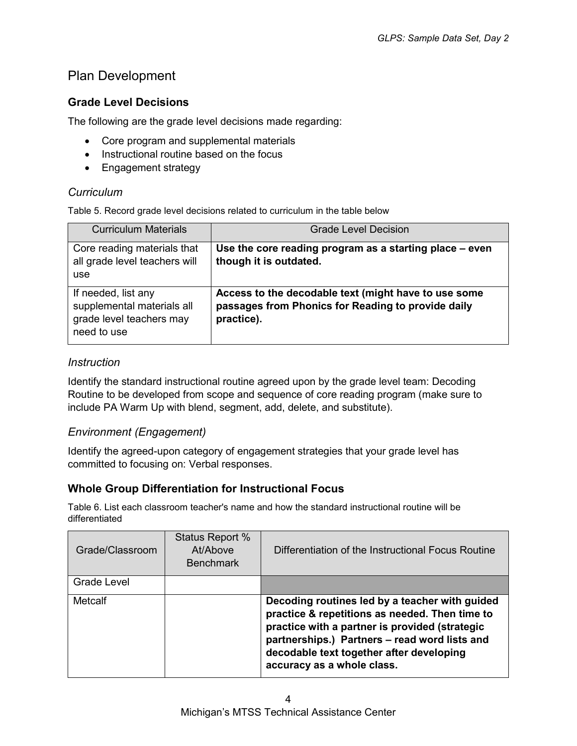## Plan Development

### Grade Level Decisions

The following are the grade level decisions made regarding:

- Core program and supplemental materials
- Instructional routine based on the focus
- Engagement strategy

#### *Curriculum*

Table 5. Record grade level decisions related to curriculum in the table below

| Curriculum Materials | Grade Level Decision |
|---|---|
| Core reading materials that all grade level teachers will use | **Use the core reading program as a starting place – even though it is outdated.** |
| If needed, list any supplemental materials all grade level teachers may need to use | **Access to the decodable text (might have to use some passages from Phonics for Reading to provide daily practice).** |

#### *Instruction*

Identify the standard instructional routine agreed upon by the grade level team: Decoding Routine to be developed from scope and sequence of core reading program (make sure to include PA Warm Up with blend, segment, add, delete, and substitute).

#### *Environment (Engagement)*

Identify the agreed-upon category of engagement strategies that your grade level has committed to focusing on: Verbal responses.

### Whole Group Differentiation for Instructional Focus

Table 6. List each classroom teacher's name and how the standard instructional routine will be differentiated

| Grade/Classroom | Status Report % At/Above Benchmark | Differentiation of the Instructional Focus Routine |
|---|---|---|
| Grade Level | | |
| Metcalf | | **Decoding routines led by a teacher with guided practice & repetitions as needed. Then time to practice with a partner is provided (strategic partnerships.) Partners – read word lists and decodable text together after developing accuracy as a whole class.** |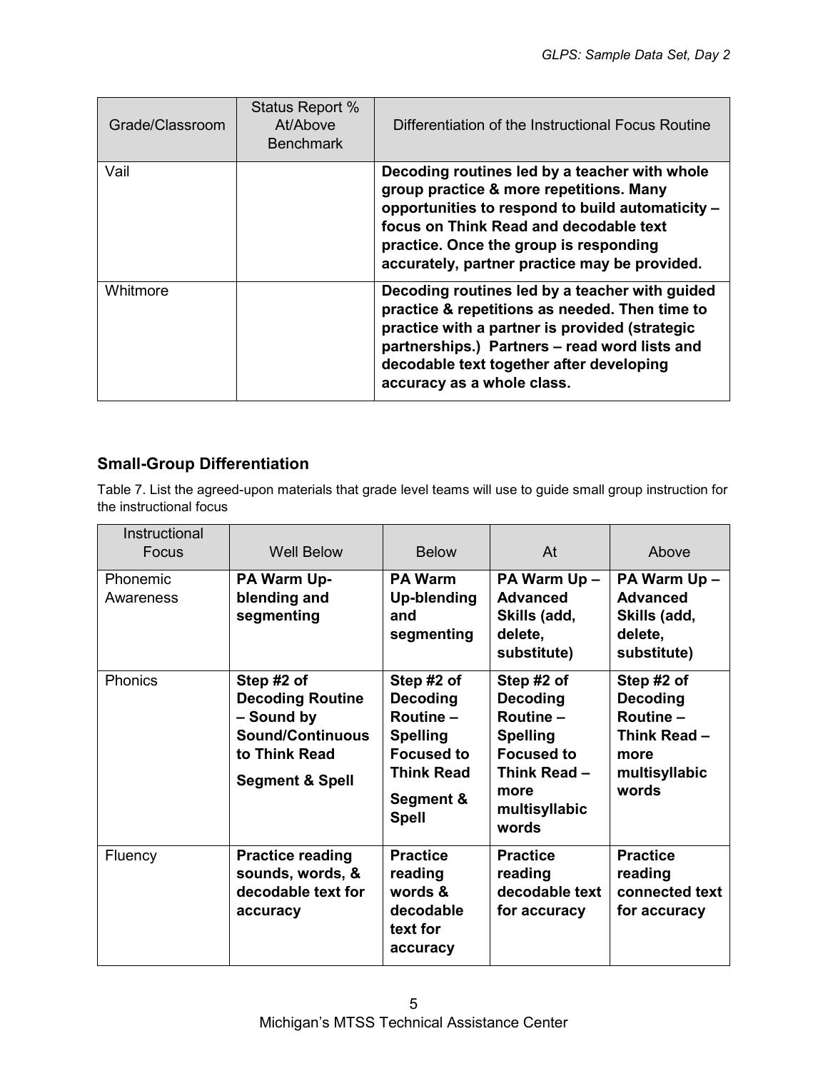| Grade/Classroom | Status Report % At/Above Benchmark | Differentiation of the Instructional Focus Routine |
| --- | --- | --- |
| Vail | | **Decoding routines led by a teacher with whole group practice & more repetitions. Many opportunities to respond to build automaticity – focus on Think Read and decodable text practice. Once the group is responding accurately, partner practice may be provided.** |
| Whitmore | | **Decoding routines led by a teacher with guided practice & repetitions as needed. Then time to practice with a partner is provided (strategic partnerships.) Partners – read word lists and decodable text together after developing accuracy as a whole class.** |

### Small-Group Differentiation

Table 7. List the agreed-upon materials that grade level teams will use to guide small group instruction for the instructional focus

| Instructional Focus | Well Below | Below | At | Above |
| --- | --- | --- | --- | --- |
| Phonemic Awareness | **PA Warm Up-blending and segmenting** | **PA Warm Up-blending and segmenting** | **PA Warm Up – Advanced Skills (add, delete, substitute)** | **PA Warm Up – Advanced Skills (add, delete, substitute)** |
| Phonics | **Step #2 of Decoding Routine – Sound by Sound/Continuous to Think Read**<br><br>**Segment & Spell** | **Step #2 of Decoding Routine – Spelling Focused to Think Read**<br><br>**Segment & Spell** | **Step #2 of Decoding Routine – Spelling Focused to Think Read – more multisyllabic words** | **Step #2 of Decoding Routine – Think Read – more multisyllabic words** |
| Fluency | **Practice reading sounds, words, & decodable text for accuracy** | **Practice reading words & decodable text for accuracy** | **Practice reading decodable text for accuracy** | **Practice reading connected text for accuracy** |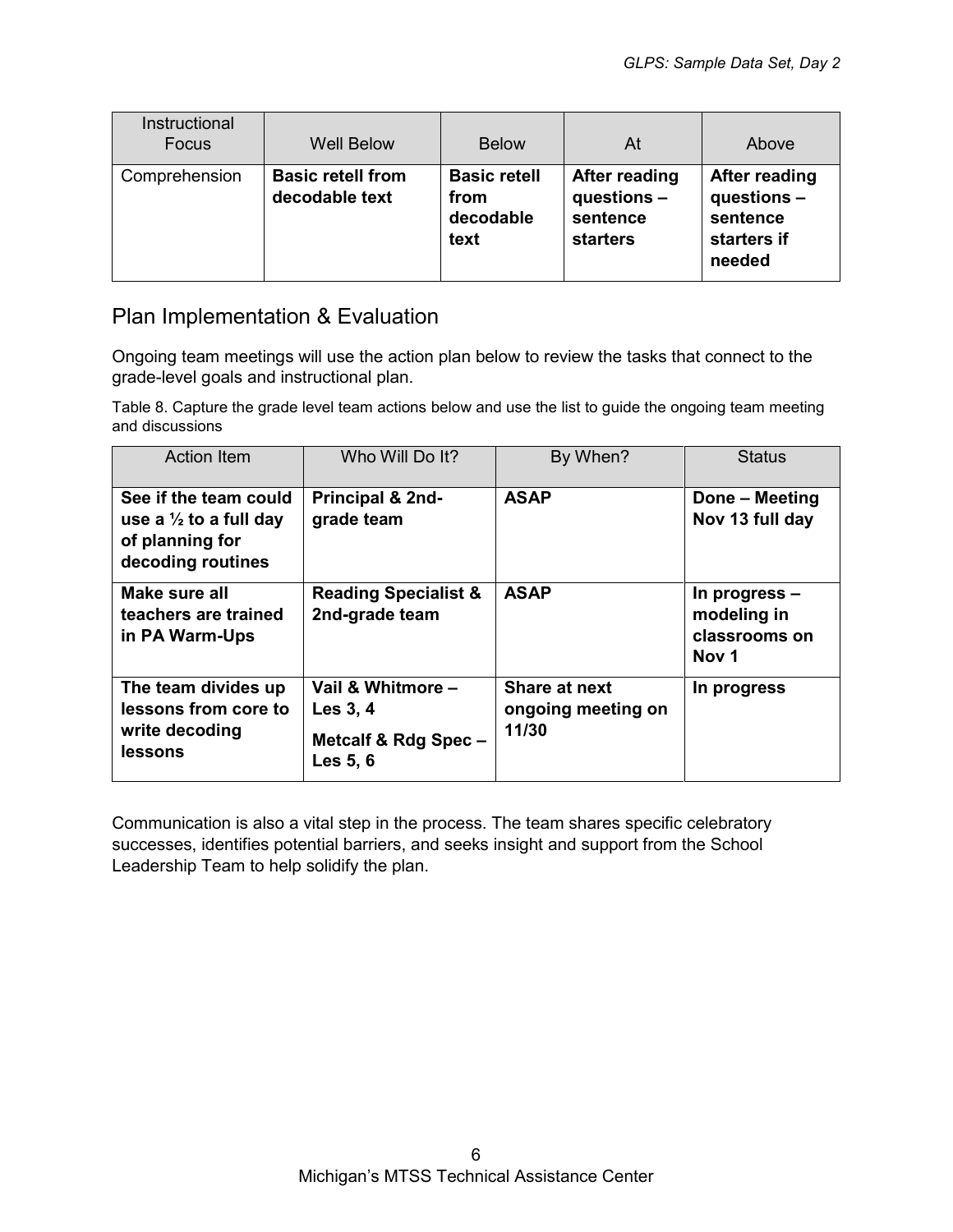| Instructional Focus | Well Below | Below | At | Above |
|---|---|---|---|---|
| Comprehension | **Basic retell from decodable text** | **Basic retell from decodable text** | **After reading questions – sentence starters** | **After reading questions – sentence starters if needed** |

## Plan Implementation & Evaluation

Ongoing team meetings will use the action plan below to review the tasks that connect to the grade-level goals and instructional plan.

Table 8. Capture the grade level team actions below and use the list to guide the ongoing team meeting and discussions

| Action Item | Who Will Do It? | By When? | Status |
|---|---|---|---|
| **See if the team could use a ½ to a full day of planning for decoding routines** | **Principal & 2nd-grade team** | **ASAP** | **Done – Meeting Nov 13 full day** |
| **Make sure all teachers are trained in PA Warm-Ups** | **Reading Specialist & 2nd-grade team** | **ASAP** | **In progress – modeling in classrooms on Nov 1** |
| **The team divides up lessons from core to write decoding lessons** | **Vail & Whitmore – Les 3, 4**<br>**Metcalf & Rdg Spec – Les 5, 6** | **Share at next ongoing meeting on 11/30** | **In progress** |

Communication is also a vital step in the process. The team shares specific celebratory successes, identifies potential barriers, and seeks insight and support from the School Leadership Team to help solidify the plan.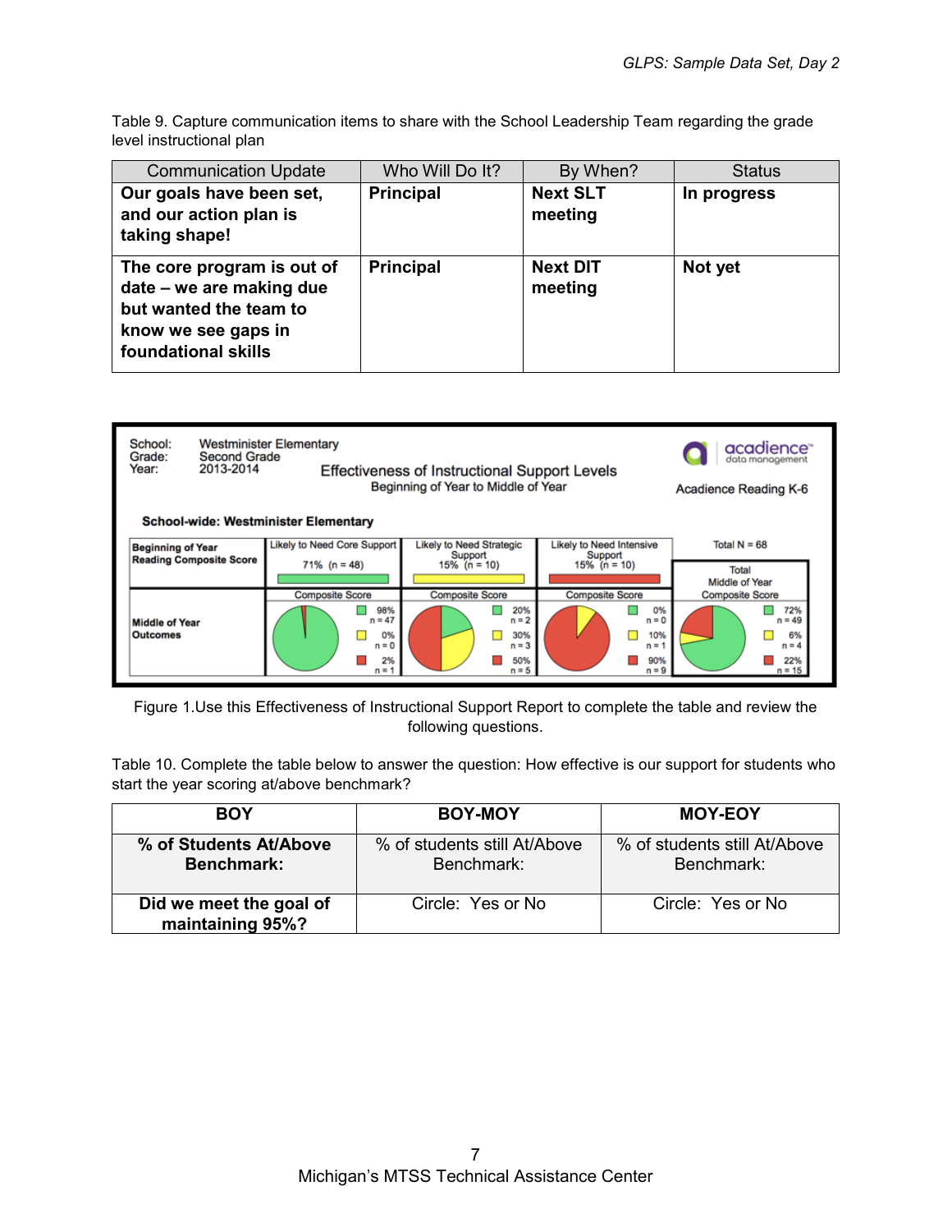Table 9. Capture communication items to share with the School Leadership Team regarding the grade level instructional plan

| Communication Update | Who Will Do It? | By When? | Status |
|---|---|---|---|
| **Our goals have been set, and our action plan is taking shape!** | **Principal** | **Next SLT meeting** | **In progress** |
| **The core program is out of date – we are making due but wanted the team to know we see gaps in foundational skills** | **Principal** | **Next DIT meeting** | **Not yet** |

School: Westminister Elementary
Grade: Second Grade
Year: 2013-2014

Effectiveness of Instructional Support Levels
Beginning of Year to Middle of Year

acadience data management
Acadience Reading K-6

**School-wide: Westminister Elementary**

| Beginning of Year Reading Composite Score | Likely to Need Core Support 71% (n = 48) | Likely to Need Strategic Support 15% (n = 10) | Likely to Need Intensive Support 15% (n = 10) | Total N = 68 — Total Middle of Year Composite Score |
|---|---|---|---|---|
| Middle of Year Outcomes (Composite Score) | Green 98% n = 47; Yellow 0% n = 0; Red 2% n = 1 | Green 20% n = 2; Yellow 30% n = 3; Red 50% n = 5 | Green 0% n = 0; Yellow 10% n = 1; Red 90% n = 9 | Green 72% n = 49; Yellow 6% n = 4; Red 22% n = 15 |

Figure 1.Use this Effectiveness of Instructional Support Report to complete the table and review the following questions.

Table 10. Complete the table below to answer the question: How effective is our support for students who start the year scoring at/above benchmark?

| BOY | BOY-MOY | MOY-EOY |
|---|---|---|
| **% of Students At/Above Benchmark:** | % of students still At/Above Benchmark: | % of students still At/Above Benchmark: |
| **Did we meet the goal of maintaining 95%?** | Circle: Yes or No | Circle: Yes or No |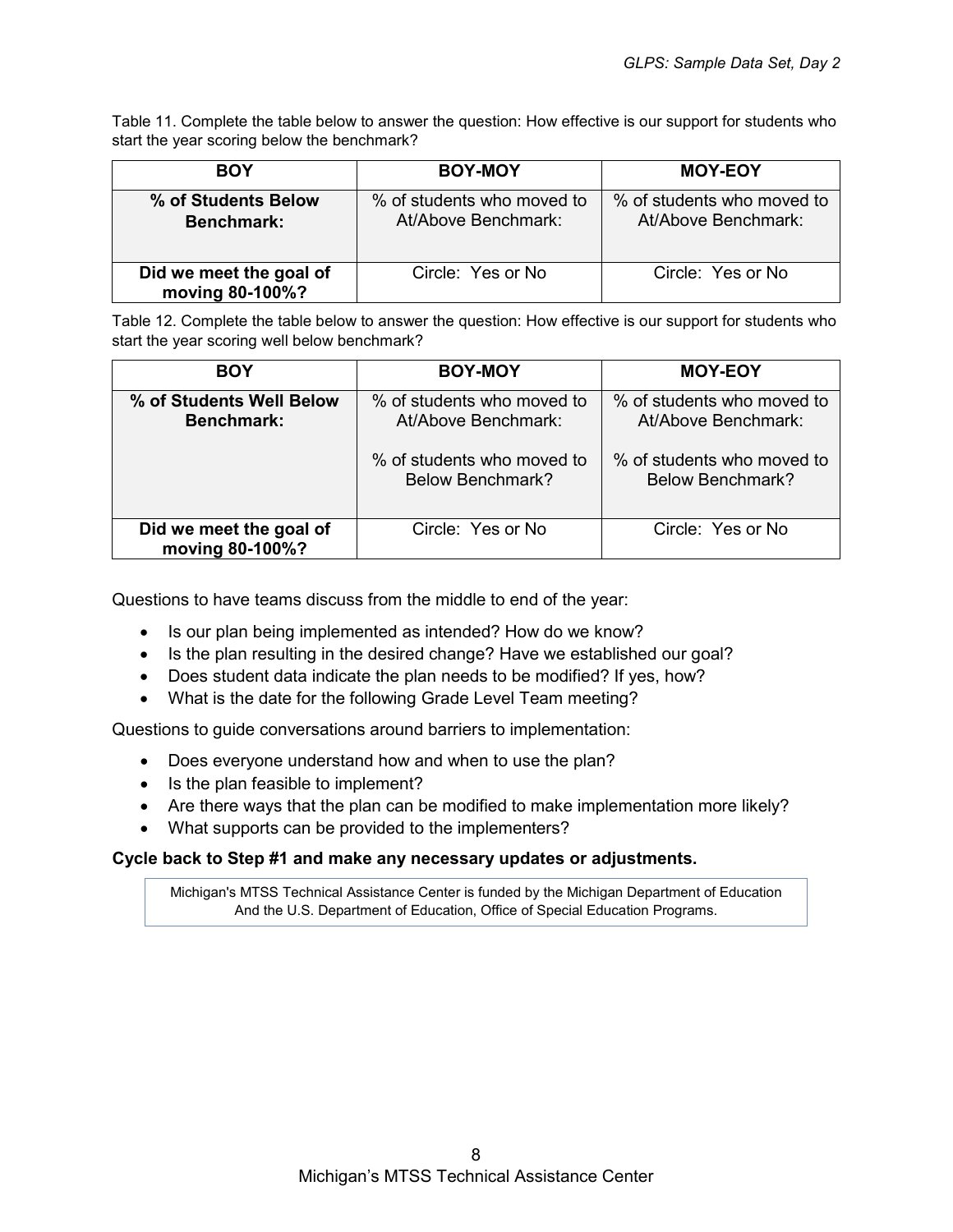Table 11. Complete the table below to answer the question: How effective is our support for students who start the year scoring below the benchmark?

| BOY | BOY-MOY | MOY-EOY |
|---|---|---|
| **% of Students Below Benchmark:** | % of students who moved to At/Above Benchmark: | % of students who moved to At/Above Benchmark: |
| **Did we meet the goal of moving 80-100%?** | Circle: Yes or No | Circle: Yes or No |

Table 12. Complete the table below to answer the question: How effective is our support for students who start the year scoring well below benchmark?

| BOY | BOY-MOY | MOY-EOY |
|---|---|---|
| **% of Students Well Below Benchmark:** | % of students who moved to At/Above Benchmark:<br><br>% of students who moved to Below Benchmark? | % of students who moved to At/Above Benchmark:<br><br>% of students who moved to Below Benchmark? |
| **Did we meet the goal of moving 80-100%?** | Circle: Yes or No | Circle: Yes or No |

Questions to have teams discuss from the middle to end of the year:

- Is our plan being implemented as intended? How do we know?
- Is the plan resulting in the desired change? Have we established our goal?
- Does student data indicate the plan needs to be modified? If yes, how?
- What is the date for the following Grade Level Team meeting?

Questions to guide conversations around barriers to implementation:

- Does everyone understand how and when to use the plan?
- Is the plan feasible to implement?
- Are there ways that the plan can be modified to make implementation more likely?
- What supports can be provided to the implementers?

**Cycle back to Step #1 and make any necessary updates or adjustments.**

Michigan's MTSS Technical Assistance Center is funded by the Michigan Department of Education And the U.S. Department of Education, Office of Special Education Programs.